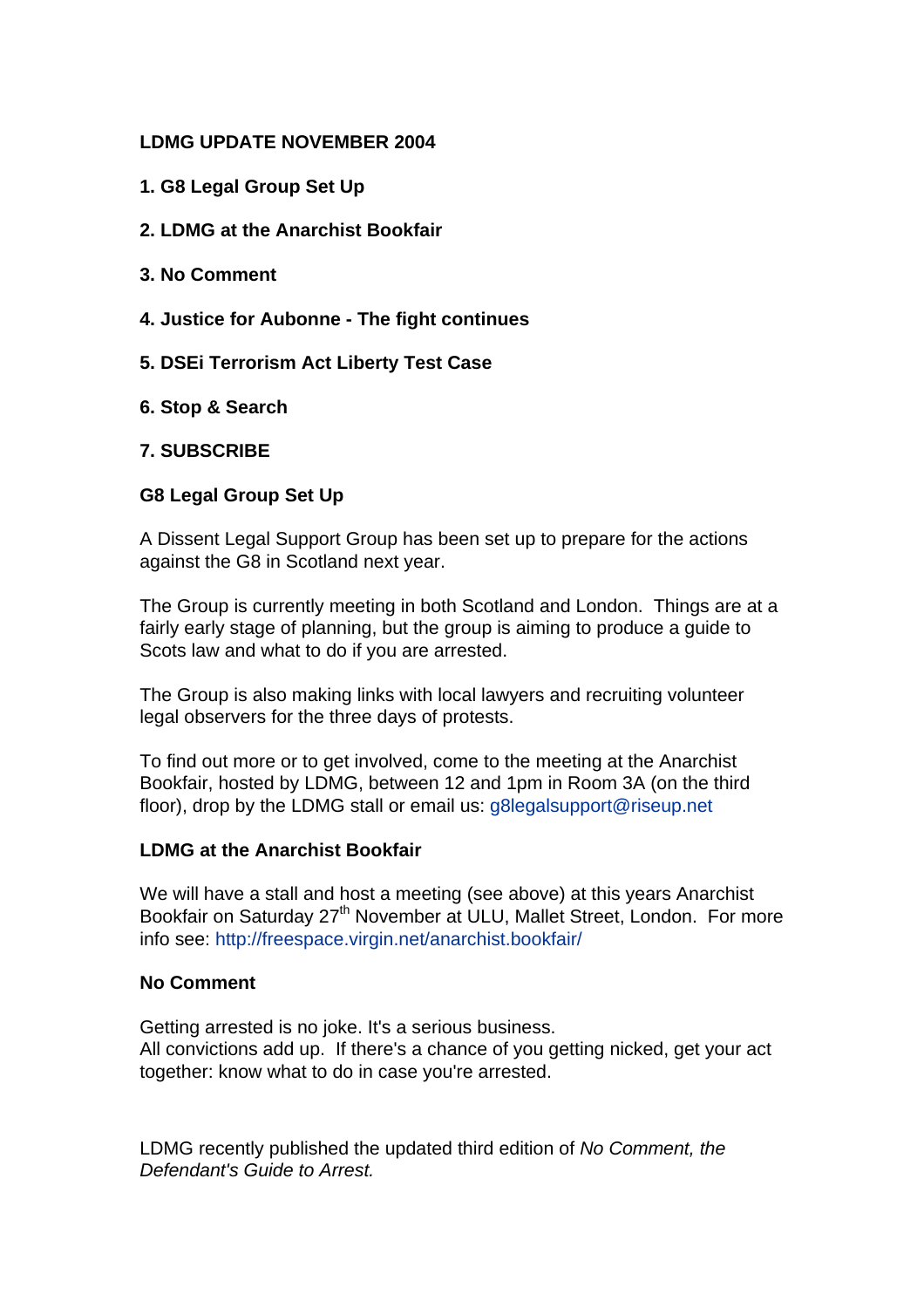# LDMG UPDATE NOVEMBER 2004

**1. G8 Legal Group Set Up**

**2. LDMG at the Anarchist Bookfair**

**3. No Comment**

**4. Justice for Aubonne - The fight continues**

**5. DSEi Terrorism Act Liberty Test Case**

**6. Stop & Search**

**7. SUBSCRIBE**

## G8 Legal Group Set Up

A Dissent Legal Support Group has been set up to prepare for the actions against the G8 in Scotland next year.

The Group is currently meeting in both Scotland and London. Things are at a fairly early stage of planning, but the group is aiming to produce a guide to Scots law and what to do if you are arrested.

The Group is also making links with local lawyers and recruiting volunteer legal observers for the three days of protests.

To find out more or to get involved, come to the meeting at the Anarchist Bookfair, hosted by LDMG, between 12 and 1pm in Room 3A (on the third floor), drop by the LDMG stall or email us: g8legalsupport@riseup.net

## LDMG at the Anarchist Bookfair

We will have a stall and host a meeting (see above) at this years Anarchist Bookfair on Saturday 27th November at ULU, Mallet Street, London. For more info see: http://freespace.virgin.net/anarchist.bookfair/

## No Comment

Getting arrested is no joke. It's a serious business.
All convictions add up. If there's a chance of you getting nicked, get your act together: know what to do in case you're arrested.

LDMG recently published the updated third edition of *No Comment, the Defendant's Guide to Arrest.*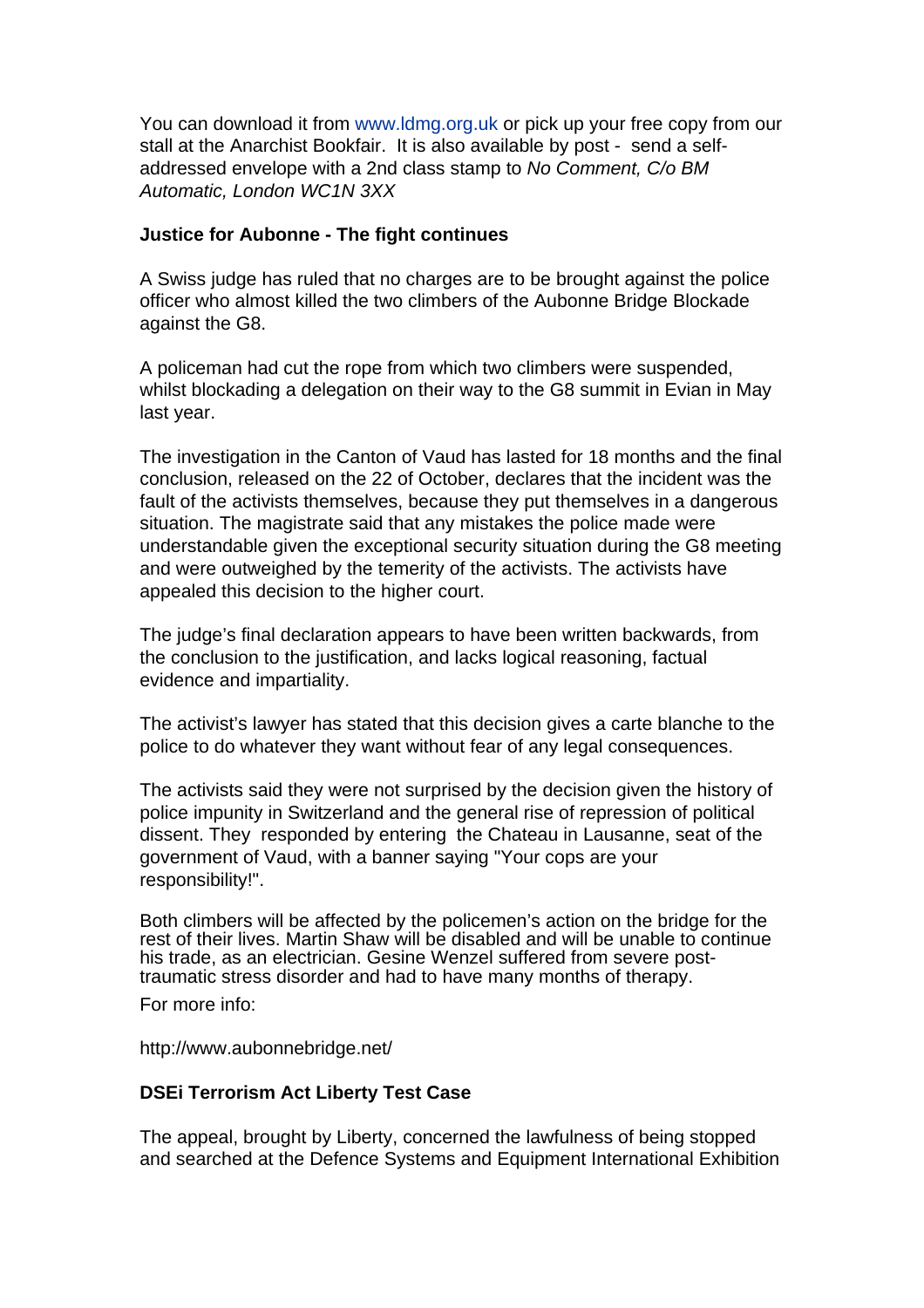You can download it from www.ldmg.org.uk or pick up your free copy from our stall at the Anarchist Bookfair. It is also available by post - send a self-addressed envelope with a 2nd class stamp to *No Comment, C/o BM Automatic, London WC1N 3XX*

**Justice for Aubonne - The fight continues**

A Swiss judge has ruled that no charges are to be brought against the police officer who almost killed the two climbers of the Aubonne Bridge Blockade against the G8.

A policeman had cut the rope from which two climbers were suspended, whilst blockading a delegation on their way to the G8 summit in Evian in May last year.

The investigation in the Canton of Vaud has lasted for 18 months and the final conclusion, released on the 22 of October, declares that the incident was the fault of the activists themselves, because they put themselves in a dangerous situation. The magistrate said that any mistakes the police made were understandable given the exceptional security situation during the G8 meeting and were outweighed by the temerity of the activists. The activists have appealed this decision to the higher court.

The judge's final declaration appears to have been written backwards, from the conclusion to the justification, and lacks logical reasoning, factual evidence and impartiality.

The activist's lawyer has stated that this decision gives a carte blanche to the police to do whatever they want without fear of any legal consequences.

The activists said they were not surprised by the decision given the history of police impunity in Switzerland and the general rise of repression of political dissent. They responded by entering the Chateau in Lausanne, seat of the government of Vaud, with a banner saying "Your cops are your responsibility!".

Both climbers will be affected by the policemen's action on the bridge for the rest of their lives. Martin Shaw will be disabled and will be unable to continue his trade, as an electrician. Gesine Wenzel suffered from severe post-traumatic stress disorder and had to have many months of therapy.

For more info:

http://www.aubonnebridge.net/

**DSEi Terrorism Act Liberty Test Case**

The appeal, brought by Liberty, concerned the lawfulness of being stopped and searched at the Defence Systems and Equipment International Exhibition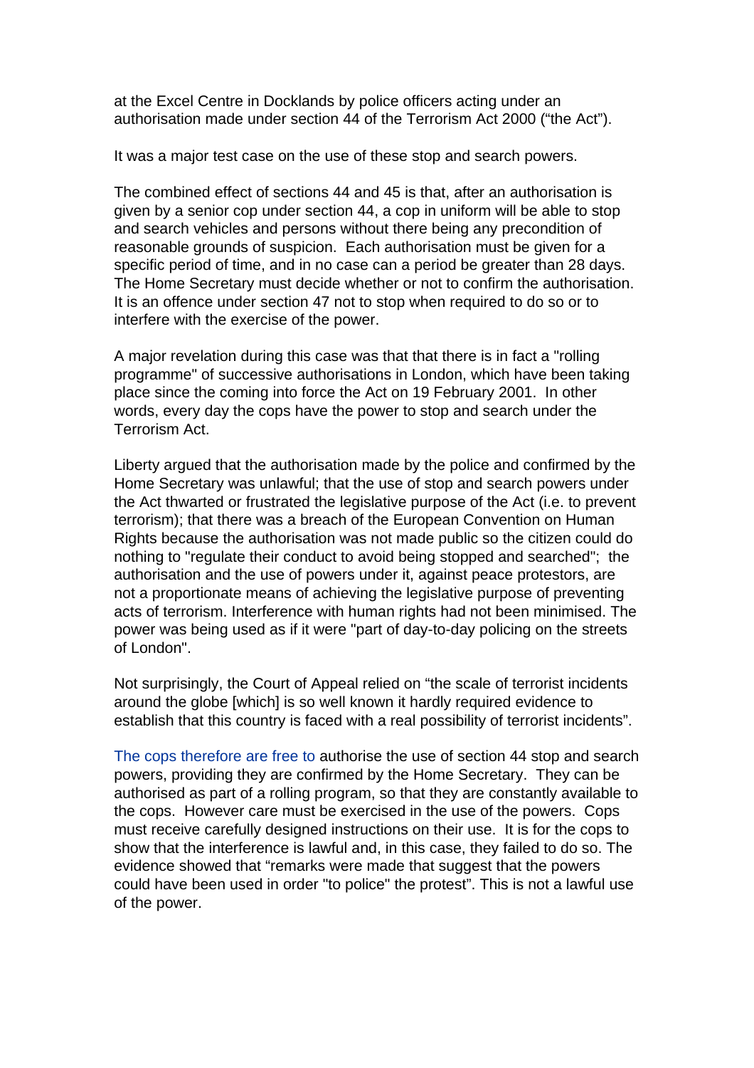at the Excel Centre in Docklands by police officers acting under an authorisation made under section 44 of the Terrorism Act 2000 ("the Act").

It was a major test case on the use of these stop and search powers.

The combined effect of sections 44 and 45 is that, after an authorisation is given by a senior cop under section 44, a cop in uniform will be able to stop and search vehicles and persons without there being any precondition of reasonable grounds of suspicion. Each authorisation must be given for a specific period of time, and in no case can a period be greater than 28 days. The Home Secretary must decide whether or not to confirm the authorisation. It is an offence under section 47 not to stop when required to do so or to interfere with the exercise of the power.

A major revelation during this case was that that there is in fact a "rolling programme" of successive authorisations in London, which have been taking place since the coming into force the Act on 19 February 2001. In other words, every day the cops have the power to stop and search under the Terrorism Act.

Liberty argued that the authorisation made by the police and confirmed by the Home Secretary was unlawful; that the use of stop and search powers under the Act thwarted or frustrated the legislative purpose of the Act (i.e. to prevent terrorism); that there was a breach of the European Convention on Human Rights because the authorisation was not made public so the citizen could do nothing to "regulate their conduct to avoid being stopped and searched"; the authorisation and the use of powers under it, against peace protestors, are not a proportionate means of achieving the legislative purpose of preventing acts of terrorism. Interference with human rights had not been minimised. The power was being used as if it were "part of day-to-day policing on the streets of London".

Not surprisingly, the Court of Appeal relied on "the scale of terrorist incidents around the globe [which] is so well known it hardly required evidence to establish that this country is faced with a real possibility of terrorist incidents".

The cops therefore are free to authorise the use of section 44 stop and search powers, providing they are confirmed by the Home Secretary. They can be authorised as part of a rolling program, so that they are constantly available to the cops. However care must be exercised in the use of the powers. Cops must receive carefully designed instructions on their use. It is for the cops to show that the interference is lawful and, in this case, they failed to do so. The evidence showed that "remarks were made that suggest that the powers could have been used in order "to police" the protest". This is not a lawful use of the power.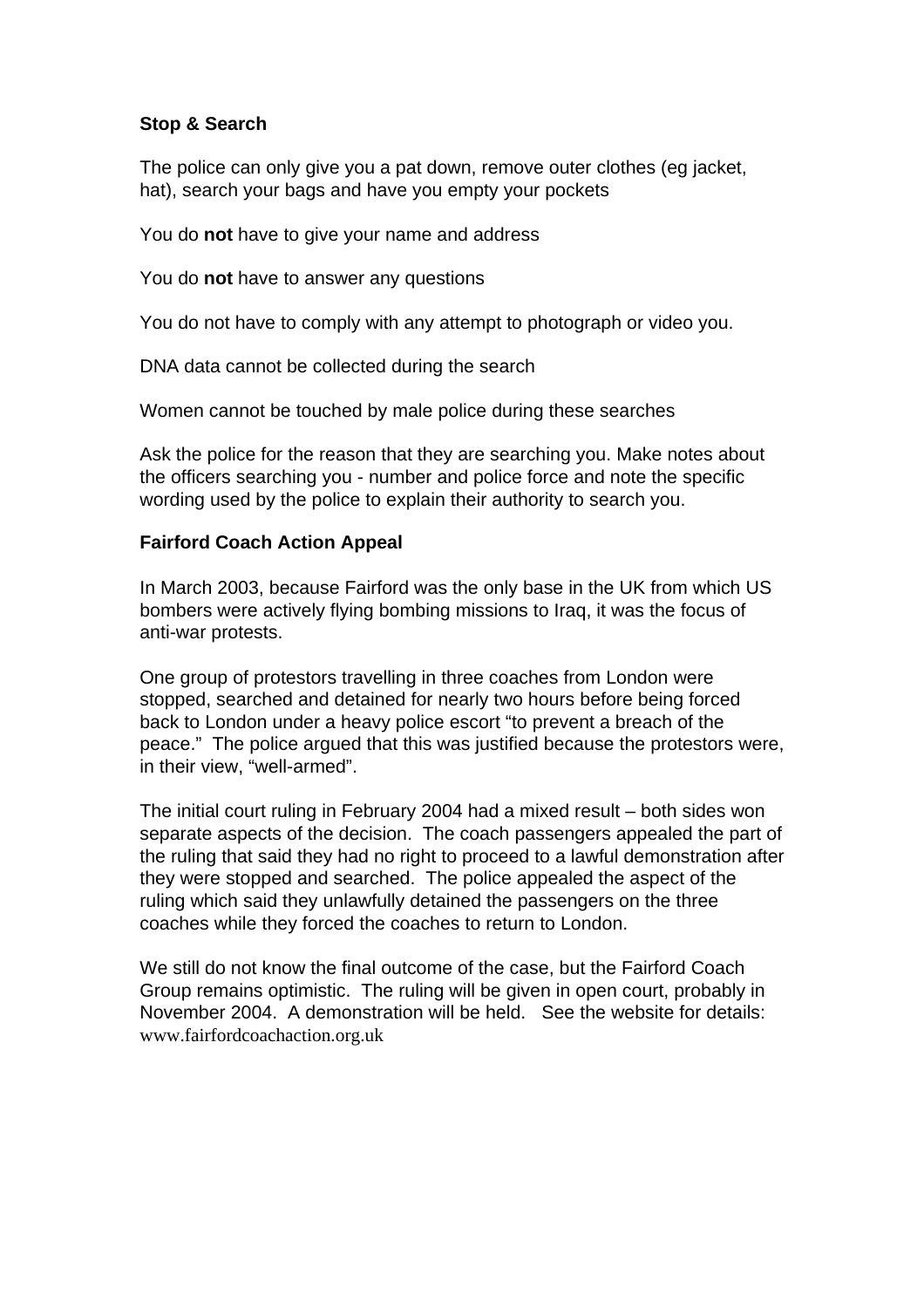### Stop & Search

The police can only give you a pat down, remove outer clothes (eg jacket, hat), search your bags and have you empty your pockets

You do **not** have to give your name and address

You do **not** have to answer any questions

You do not have to comply with any attempt to photograph or video you.

DNA data cannot be collected during the search

Women cannot be touched by male police during these searches

Ask the police for the reason that they are searching you. Make notes about the officers searching you - number and police force and note the specific wording used by the police to explain their authority to search you.

### Fairford Coach Action Appeal

In March 2003, because Fairford was the only base in the UK from which US bombers were actively flying bombing missions to Iraq, it was the focus of anti-war protests.

One group of protestors travelling in three coaches from London were stopped, searched and detained for nearly two hours before being forced back to London under a heavy police escort "to prevent a breach of the peace." The police argued that this was justified because the protestors were, in their view, "well-armed".

The initial court ruling in February 2004 had a mixed result – both sides won separate aspects of the decision. The coach passengers appealed the part of the ruling that said they had no right to proceed to a lawful demonstration after they were stopped and searched. The police appealed the aspect of the ruling which said they unlawfully detained the passengers on the three coaches while they forced the coaches to return to London.

We still do not know the final outcome of the case, but the Fairford Coach Group remains optimistic. The ruling will be given in open court, probably in November 2004. A demonstration will be held. See the website for details: www.fairfordcoachaction.org.uk